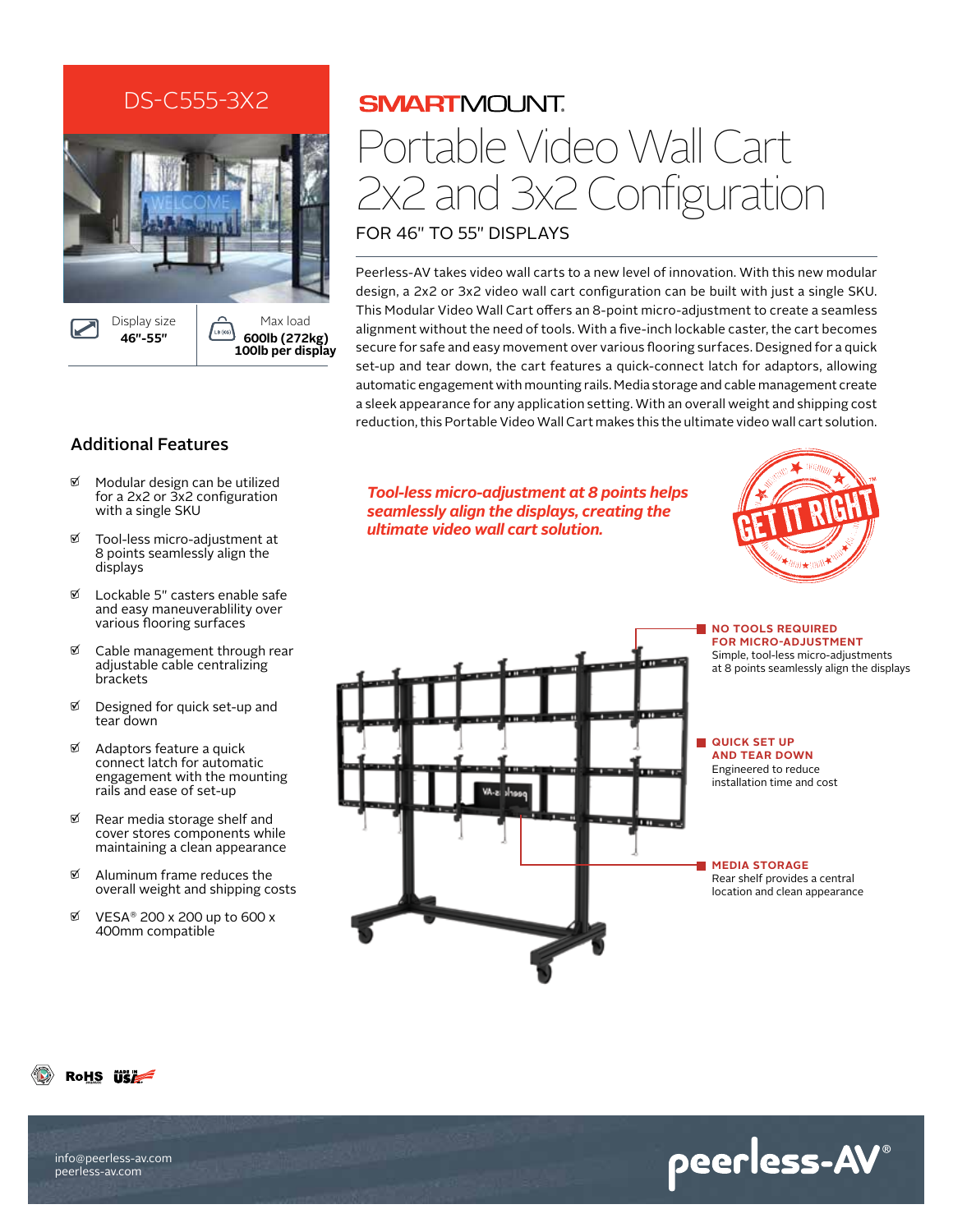# DS-C555-3X2

Display size
**46"-55"**

Max load
**600lb (272kg)**
**100lb per display**

SMARTMOUNT.

# Portable Video Wall Cart 2x2 and 3x2 Configuration

FOR 46" TO 55" DISPLAYS

Peerless-AV takes video wall carts to a new level of innovation. With this new modular design, a 2x2 or 3x2 video wall cart configuration can be built with just a single SKU. This Modular Video Wall Cart offers an 8-point micro-adjustment to create a seamless alignment without the need of tools. With a five-inch lockable caster, the cart becomes secure for safe and easy movement over various flooring surfaces. Designed for a quick set-up and tear down, the cart features a quick-connect latch for adaptors, allowing automatic engagement with mounting rails. Media storage and cable management create a sleek appearance for any application setting. With an overall weight and shipping cost reduction, this Portable Video Wall Cart makes this the ultimate video wall cart solution.

## Additional Features

- Modular design can be utilized for a 2x2 or 3x2 configuration with a single SKU
- Tool-less micro-adjustment at 8 points seamlessly align the displays
- Lockable 5" casters enable safe and easy maneuverablility over various flooring surfaces
- Cable management through rear adjustable cable centralizing brackets
- Designed for quick set-up and tear down
- Adaptors feature a quick connect latch for automatic engagement with the mounting rails and ease of set-up
- Rear media storage shelf and cover stores components while maintaining a clean appearance
- Aluminum frame reduces the overall weight and shipping costs
- VESA® 200 x 200 up to 600 x 400mm compatible

***Tool-less micro-adjustment at 8 points helps seamlessly align the displays, creating the ultimate video wall cart solution.***

GET IT RIGHT™

**NO TOOLS REQUIRED FOR MICRO-ADJUSTMENT**
Simple, tool-less micro-adjustments at 8 points seamlessly align the displays

**QUICK SET UP AND TEAR DOWN**
Engineered to reduce installation time and cost

**MEDIA STORAGE**
Rear shelf provides a central location and clean appearance

RoHS | MADE IN USA

info@peerless-av.com
peerless-av.com

peerless-AV®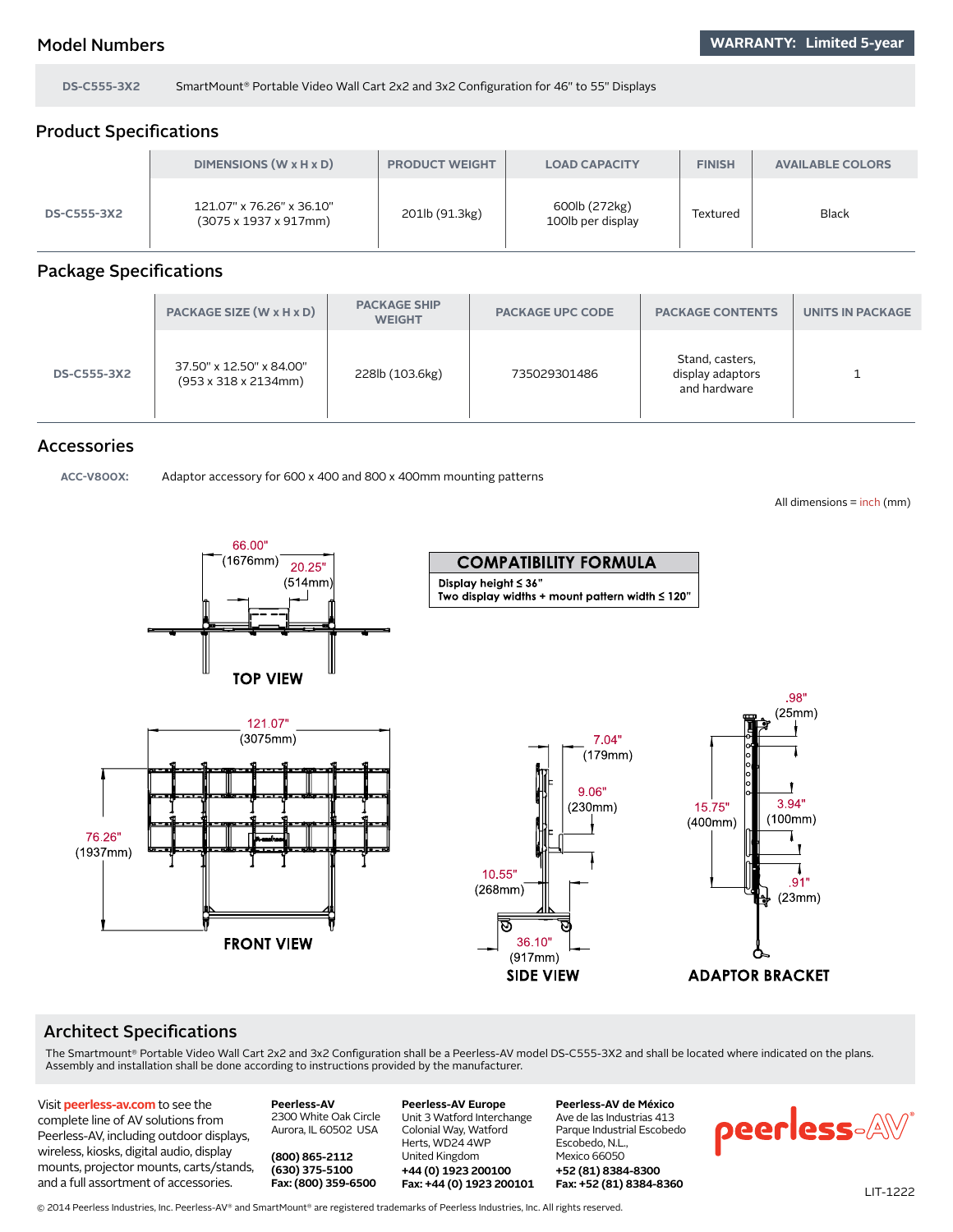## Model Numbers

**WARRANTY: Limited 5-year**

| | |
|---|---|
| **DS-C555-3X2** | SmartMount® Portable Video Wall Cart 2x2 and 3x2 Configuration for 46" to 55" Displays |

## Product Specifications

| | DIMENSIONS (W x H x D) | PRODUCT WEIGHT | LOAD CAPACITY | FINISH | AVAILABLE COLORS |
|---|---|---|---|---|---|
| **DS-C555-3X2** | 121.07" x 76.26" x 36.10" (3075 x 1937 x 917mm) | 201lb (91.3kg) | 600lb (272kg) 100lb per display | Textured | Black |

## Package Specifications

| | PACKAGE SIZE (W x H x D) | PACKAGE SHIP WEIGHT | PACKAGE UPC CODE | PACKAGE CONTENTS | UNITS IN PACKAGE |
|---|---|---|---|---|---|
| **DS-C555-3X2** | 37.50" x 12.50" x 84.00" (953 x 318 x 2134mm) | 228lb (103.6kg) | 735029301486 | Stand, casters, display adaptors and hardware | 1 |

## Accessories

**ACC-V800X:** Adaptor accessory for 600 x 400 and 800 x 400mm mounting patterns

All dimensions = inch (mm)

66.00" (1676mm)
20.25" (514mm)
TOP VIEW

**COMPATIBILITY FORMULA**
**Display height ≤ 36"**
**Two display widths + mount pattern width ≤ 120"**

121.07" (3075mm)
76.26" (1937mm)
FRONT VIEW

7.04" (179mm)
9.06" (230mm)
10.55" (268mm)
36.10" (917mm)
SIDE VIEW

.98" (25mm)
15.75" (400mm)
3.94" (100mm)
.91" (23mm)
ADAPTOR BRACKET

## Architect Specifications

The Smartmount® Portable Video Wall Cart 2x2 and 3x2 Configuration shall be a Peerless-AV model DS-C555-3X2 and shall be located where indicated on the plans. Assembly and installation shall be done according to instructions provided by the manufacturer.

Visit **peerless-av.com** to see the complete line of AV solutions from Peerless-AV, including outdoor displays, wireless, kiosks, digital audio, display mounts, projector mounts, carts/stands, and a full assortment of accessories.

**Peerless-AV**
2300 White Oak Circle
Aurora, IL 60502 USA

**(800) 865-2112**
**(630) 375-5100**
**Fax: (800) 359-6500**

**Peerless-AV Europe**
Unit 3 Watford Interchange
Colonial Way, Watford
Herts, WD24 4WP
United Kingdom
**+44 (0) 1923 200100**
**Fax: +44 (0) 1923 200101**

**Peerless-AV de México**
Ave de las Industrias 413
Parque Industrial Escobedo
Escobedo, N.L.,
Mexico 66050
**+52 (81) 8384-8300**
**Fax: +52 (81) 8384-8360**

peerless-AV®

LIT-1222

© 2014 Peerless Industries, Inc. Peerless-AV® and SmartMount® are registered trademarks of Peerless Industries, Inc. All rights reserved.